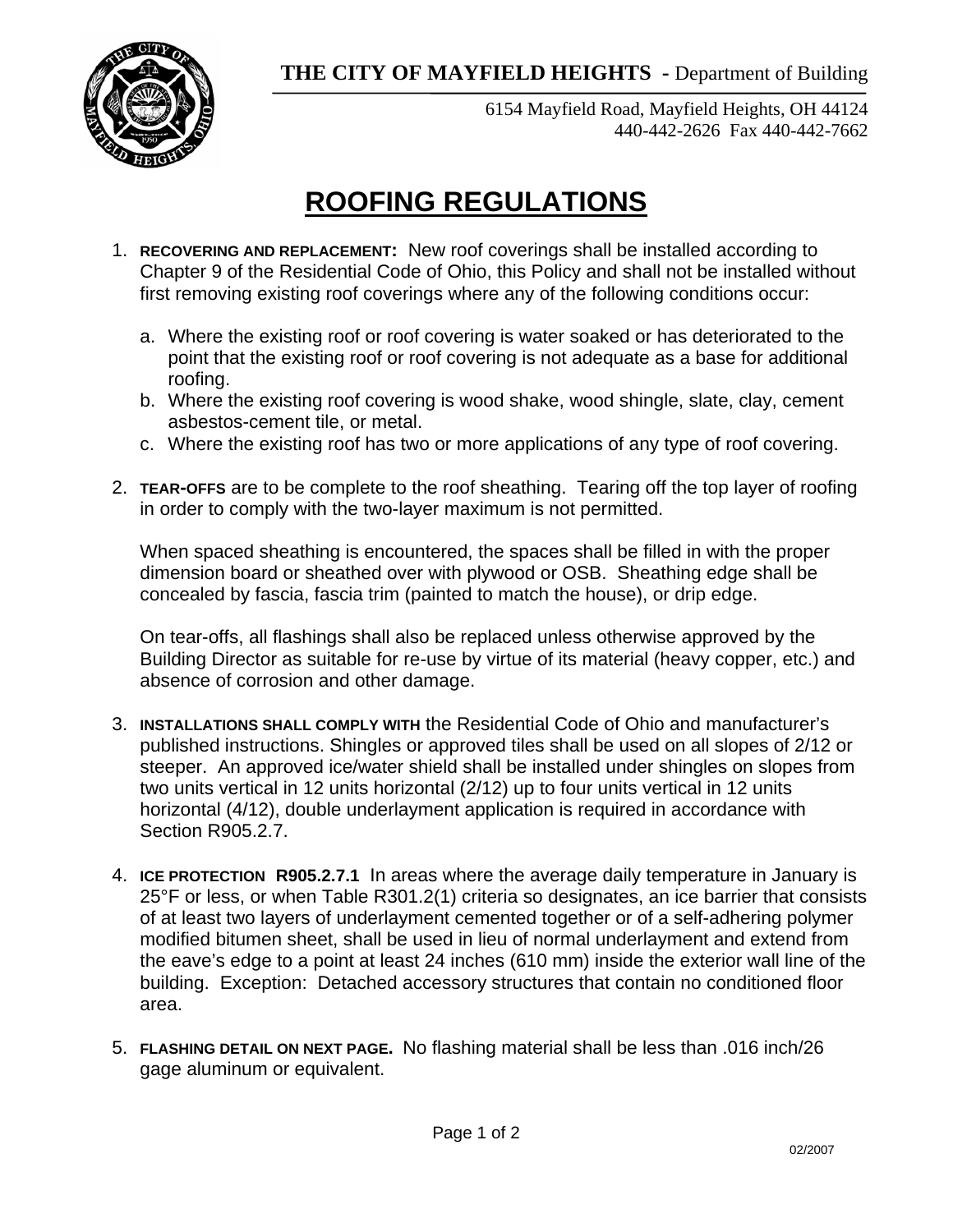**THE CITY OF MAYFIELD HEIGHTS - Department of Building**

6154 Mayfield Road, Mayfield Heights, OH 44124
440-442-2626 Fax 440-442-7662

# ROOFING REGULATIONS

1. **RECOVERING AND REPLACEMENT:** New roof coverings shall be installed according to Chapter 9 of the Residential Code of Ohio, this Policy and shall not be installed without first removing existing roof coverings where any of the following conditions occur:

   a. Where the existing roof or roof covering is water soaked or has deteriorated to the point that the existing roof or roof covering is not adequate as a base for additional roofing.
   b. Where the existing roof covering is wood shake, wood shingle, slate, clay, cement asbestos-cement tile, or metal.
   c. Where the existing roof has two or more applications of any type of roof covering.

2. **TEAR-OFFS** are to be complete to the roof sheathing. Tearing off the top layer of roofing in order to comply with the two-layer maximum is not permitted.

   When spaced sheathing is encountered, the spaces shall be filled in with the proper dimension board or sheathed over with plywood or OSB. Sheathing edge shall be concealed by fascia, fascia trim (painted to match the house), or drip edge.

   On tear-offs, all flashings shall also be replaced unless otherwise approved by the Building Director as suitable for re-use by virtue of its material (heavy copper, etc.) and absence of corrosion and other damage.

3. **INSTALLATIONS SHALL COMPLY WITH** the Residential Code of Ohio and manufacturer's published instructions. Shingles or approved tiles shall be used on all slopes of 2/12 or steeper. An approved ice/water shield shall be installed under shingles on slopes from two units vertical in 12 units horizontal (2/12) up to four units vertical in 12 units horizontal (4/12), double underlayment application is required in accordance with Section R905.2.7.

4. **ICE PROTECTION R905.2.7.1** In areas where the average daily temperature in January is 25°F or less, or when Table R301.2(1) criteria so designates, an ice barrier that consists of at least two layers of underlayment cemented together or of a self-adhering polymer modified bitumen sheet, shall be used in lieu of normal underlayment and extend from the eave's edge to a point at least 24 inches (610 mm) inside the exterior wall line of the building. Exception: Detached accessory structures that contain no conditioned floor area.

5. **FLASHING DETAIL ON NEXT PAGE.** No flashing material shall be less than .016 inch/26 gage aluminum or equivalent.

02/2007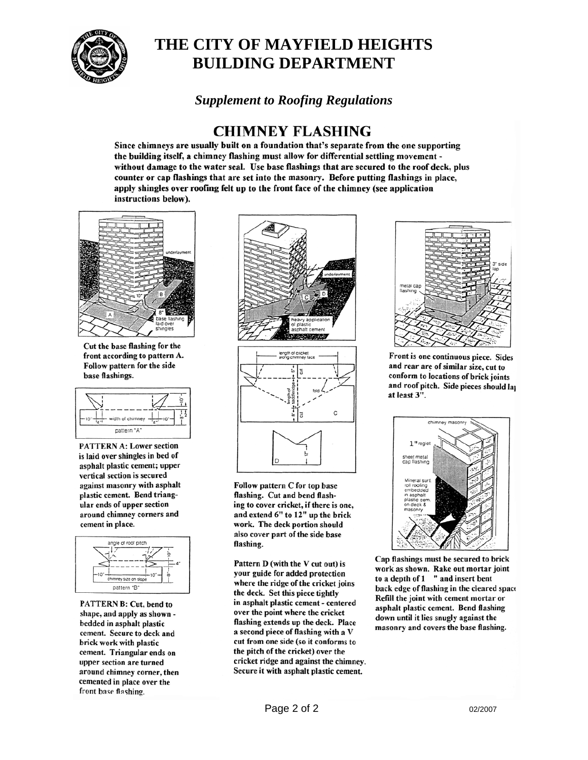# THE CITY OF MAYFIELD HEIGHTS BUILDING DEPARTMENT

*Supplement to Roofing Regulations*

## CHIMNEY FLASHING

**Since chimneys are usually built on a foundation that's separate from the one supporting the building itself, a chimney flashing must allow for differential settling movement - without damage to the water seal. Use base flashings that are secured to the roof deck, plus counter or cap flashings that are set into the masonry. Before putting flashings in place, apply shingles over roofing felt up to the front face of the chimney (see application instructions below).**

underlayment
B
10"
A
8"
base flashing laid over shingles

**Cut the base flashing for the front according to pattern A. Follow pattern for the side base flashings.**

10"
width of chimney
10"
$8\frac{1}{2}$"
10"
pattern "A"

**PATTERN A: Lower section is laid over shingles in bed of asphalt plastic cement; upper vertical section is secured against masonry with asphalt plastic cement. Bend triangular ends of upper section around chimney corners and cement in place.**

angle of roof pitch
10"
4"
10"
chimney size on slope
10"
8"
pattern "B"

**PATTERN B: Cut, bend to shape, and apply as shown - bedded in asphalt plastic cement. Secure to deck and brick work with plastic cement. Triangular ends on upper section are turned around chimney corner, then cemented in place over the front base flashing.**

underlayment
C
D
heavy application of plastic asphalt cement

length of cricket along chimney face
6"
cut
fold
length of saddleridge
8"
cut
C
D
2"

**Follow pattern C for top base flashing. Cut and bend flashing to cover cricket, if there is one, and extend 6" to 12" up the brick work. The deck portion should also cover part of the side base flashing.**

**Pattern D (with the V cut out) is your guide for added protection where the ridge of the cricket joins the deck. Set this piece tightly in asphalt plastic cement - centered over the point where the cricket flashing extends up the deck. Place a second piece of flashing with a V cut from one side (so it conforms to the pitch of the cricket) over the cricket ridge and against the chimney. Secure it with asphalt plastic cement.**

3" side lap
metal cap flashing

**Front is one continuous piece. Sides and rear are of similar size, cut to conform to locations of brick joints and roof pitch. Side pieces should lap at least 3".**

chimney masonry
1" reglet
sheet metal cap flashing
Mineral surf. roll roofing embedded in asphalt plastic cem. on deck & masonry

**Cap flashings must be secured to brick work as shown. Rake out mortar joint to a depth of 1 " and insert bent back edge of flashing in the cleared space. Refill the joint with cement mortar or asphalt plastic cement. Bend flashing down until it lies snugly against the masonry and covers the base flashing.**

02/2007